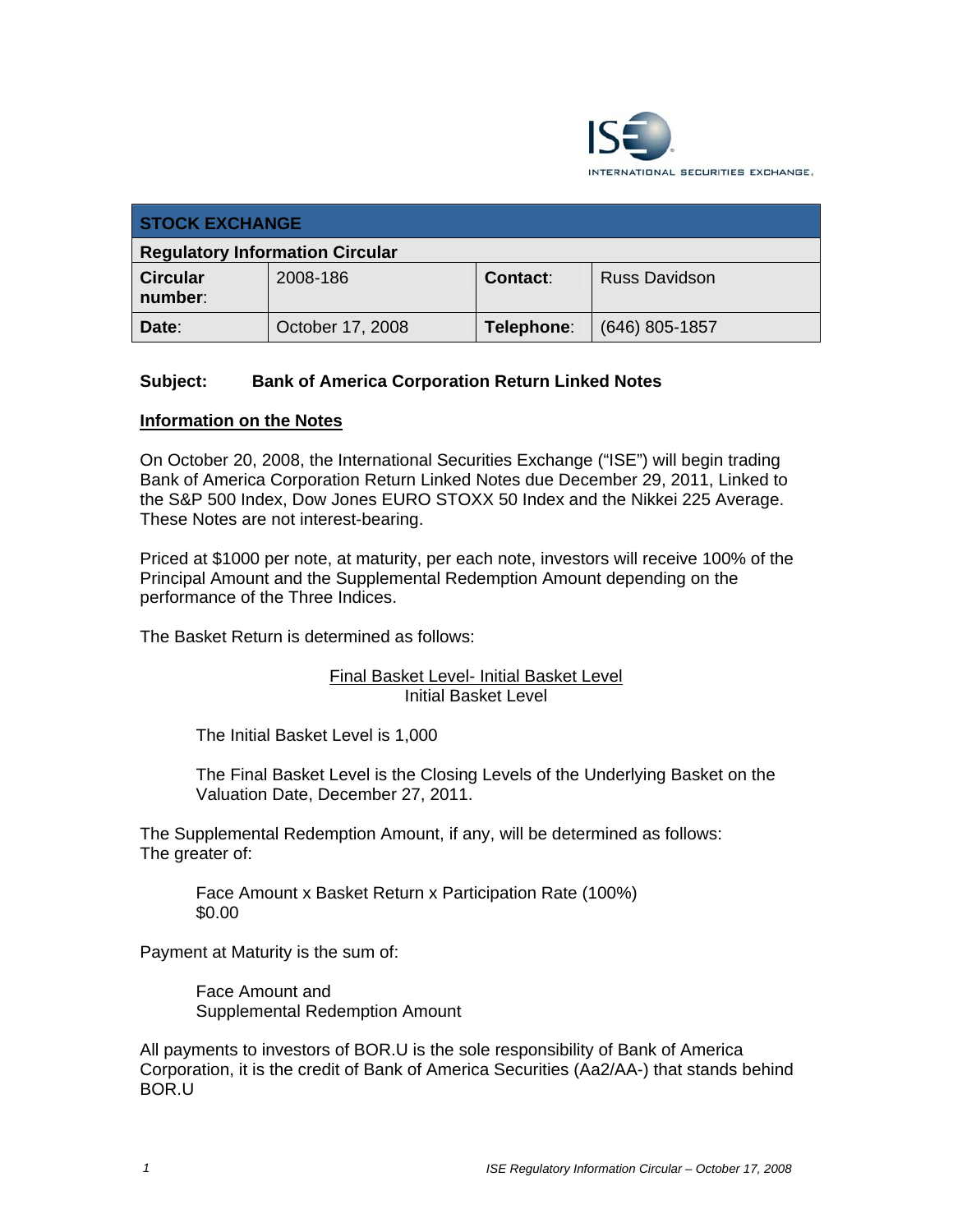| STOCK EXCHANGE | | | |
|---|---|---|---|
| **Regulatory Information Circular** | | | |
| **Circular number**: | 2008-186 | **Contact**: | Russ Davidson |
| **Date**: | October 17, 2008 | **Telephone**: | (646) 805-1857 |

**Subject: Bank of America Corporation Return Linked Notes**

## Information on the Notes

On October 20, 2008, the International Securities Exchange ("ISE") will begin trading Bank of America Corporation Return Linked Notes due December 29, 2011, Linked to the S&P 500 Index, Dow Jones EURO STOXX 50 Index and the Nikkei 225 Average. These Notes are not interest-bearing.

Priced at $1000 per note, at maturity, per each note, investors will receive 100% of the Principal Amount and the Supplemental Redemption Amount depending on the performance of the Three Indices.

The Basket Return is determined as follows:

$$\frac{\text{Final Basket Level- Initial Basket Level}}{\text{Initial Basket Level}}$$

The Initial Basket Level is 1,000

The Final Basket Level is the Closing Levels of the Underlying Basket on the Valuation Date, December 27, 2011.

The Supplemental Redemption Amount, if any, will be determined as follows:
The greater of:

Face Amount x Basket Return x Participation Rate (100%)
$0.00

Payment at Maturity is the sum of:

Face Amount and
Supplemental Redemption Amount

All payments to investors of BOR.U is the sole responsibility of Bank of America Corporation, it is the credit of Bank of America Securities (Aa2/AA-) that stands behind BOR.U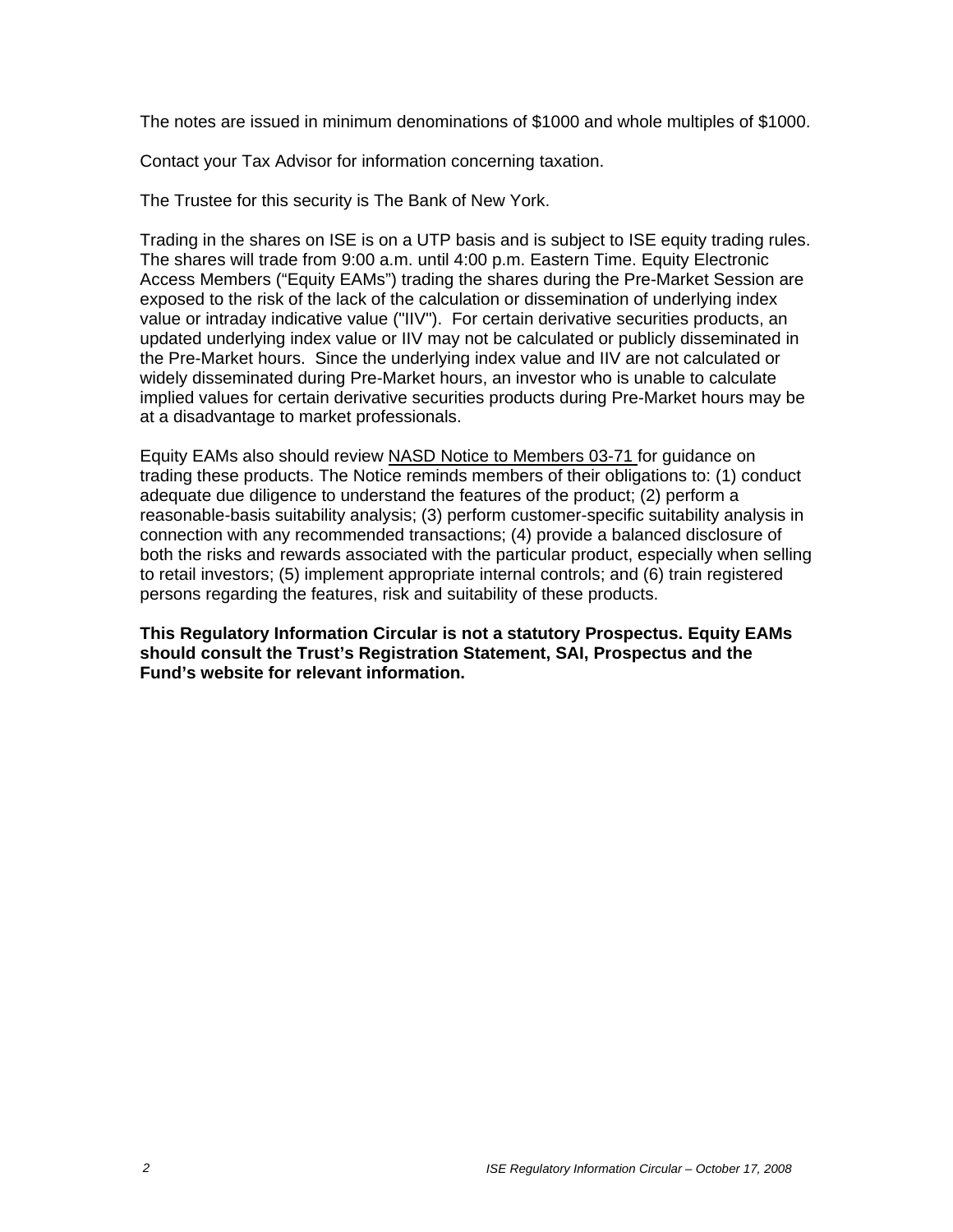The notes are issued in minimum denominations of $1000 and whole multiples of $1000.

Contact your Tax Advisor for information concerning taxation.

The Trustee for this security is The Bank of New York.

Trading in the shares on ISE is on a UTP basis and is subject to ISE equity trading rules. The shares will trade from 9:00 a.m. until 4:00 p.m. Eastern Time. Equity Electronic Access Members ("Equity EAMs") trading the shares during the Pre-Market Session are exposed to the risk of the lack of the calculation or dissemination of underlying index value or intraday indicative value ("IIV"). For certain derivative securities products, an updated underlying index value or IIV may not be calculated or publicly disseminated in the Pre-Market hours. Since the underlying index value and IIV are not calculated or widely disseminated during Pre-Market hours, an investor who is unable to calculate implied values for certain derivative securities products during Pre-Market hours may be at a disadvantage to market professionals.

Equity EAMs also should review NASD Notice to Members 03-71 for guidance on trading these products. The Notice reminds members of their obligations to: (1) conduct adequate due diligence to understand the features of the product; (2) perform a reasonable-basis suitability analysis; (3) perform customer-specific suitability analysis in connection with any recommended transactions; (4) provide a balanced disclosure of both the risks and rewards associated with the particular product, especially when selling to retail investors; (5) implement appropriate internal controls; and (6) train registered persons regarding the features, risk and suitability of these products.

**This Regulatory Information Circular is not a statutory Prospectus. Equity EAMs should consult the Trust's Registration Statement, SAI, Prospectus and the Fund's website for relevant information.**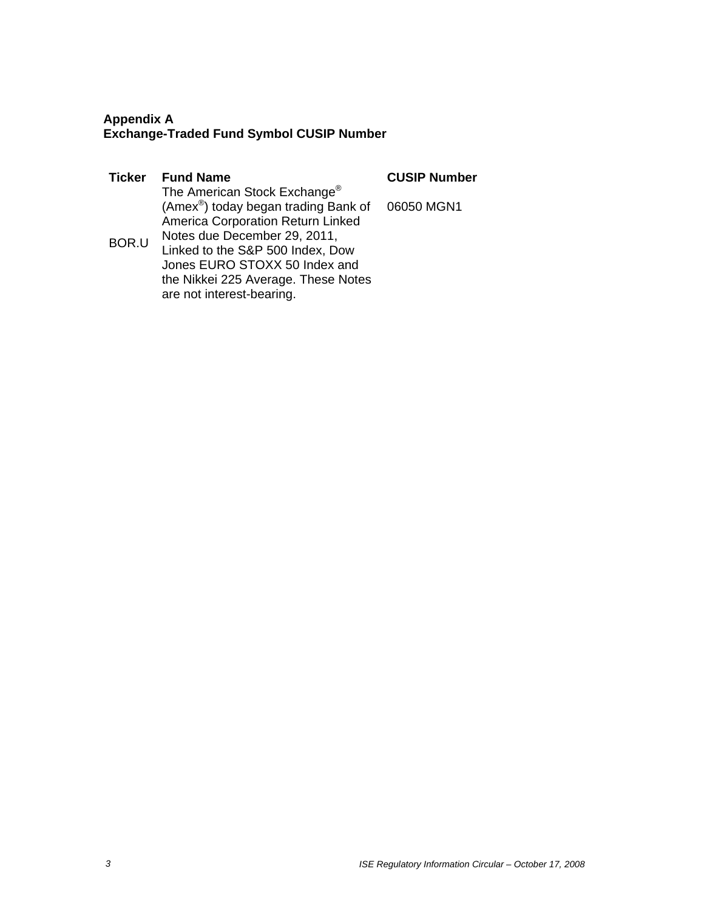**Appendix A**
**Exchange-Traded Fund Symbol CUSIP Number**

| Ticker | Fund Name | CUSIP Number |
|---|---|---|
| BOR.U | The American Stock Exchange® (Amex®) today began trading Bank of America Corporation Return Linked Notes due December 29, 2011, Linked to the S&P 500 Index, Dow Jones EURO STOXX 50 Index and the Nikkei 225 Average. These Notes are not interest-bearing. | 06050 MGN1 |